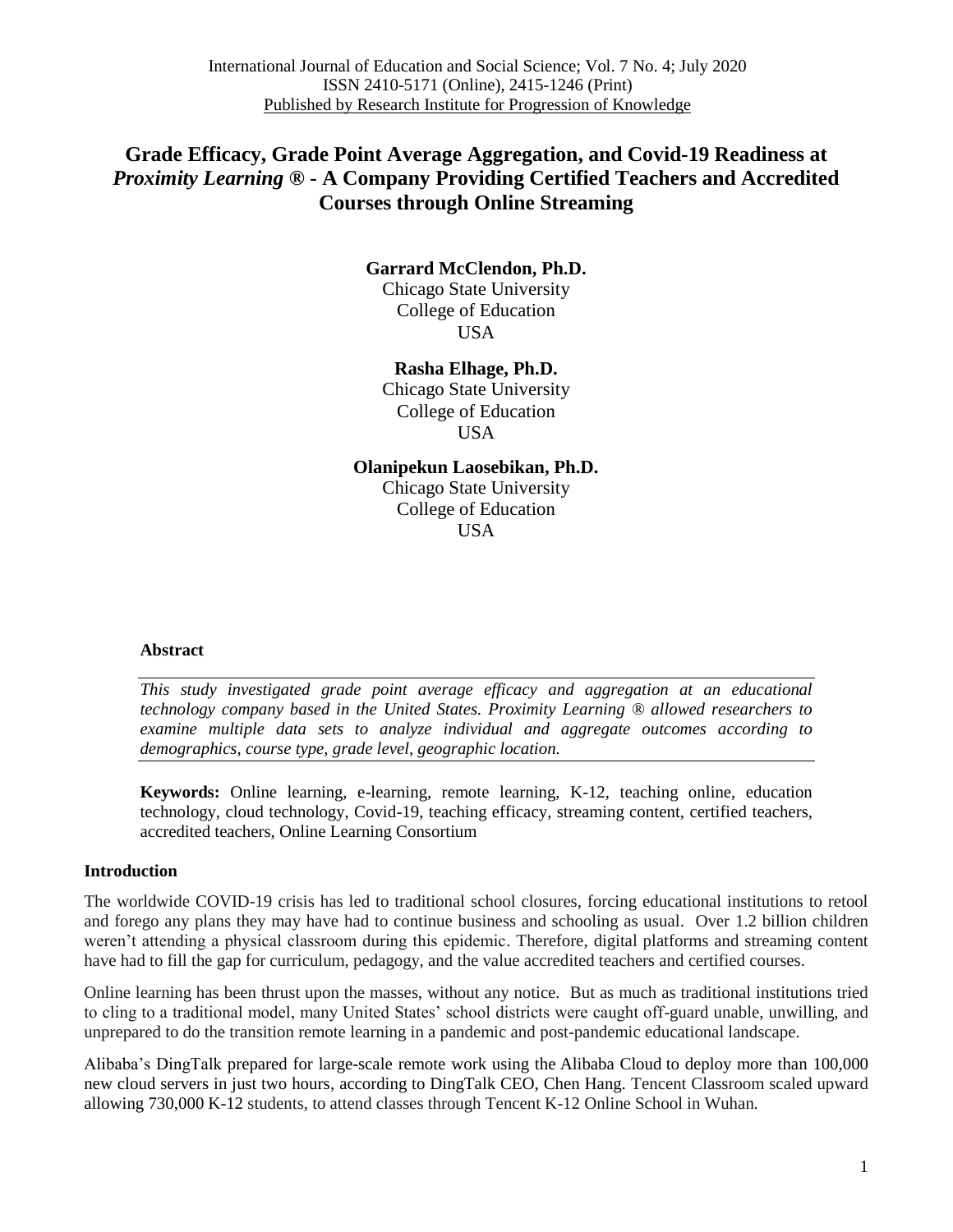# Grade Efficacy, Grade Point Average Aggregation, and Covid-19 Readiness at *Proximity Learning* ® - A Company Providing Certified Teachers and Accredited Courses through Online Streaming

**Garrard McClendon, Ph.D.**
Chicago State University
College of Education
USA

**Rasha Elhage, Ph.D.**
Chicago State University
College of Education
USA

**Olanipekun Laosebikan, Ph.D.**
Chicago State University
College of Education
USA

### Abstract

*This study investigated grade point average efficacy and aggregation at an educational technology company based in the United States. Proximity Learning ® allowed researchers to examine multiple data sets to analyze individual and aggregate outcomes according to demographics, course type, grade level, geographic location.*

**Keywords:** Online learning, e-learning, remote learning, K-12, teaching online, education technology, cloud technology, Covid-19, teaching efficacy, streaming content, certified teachers, accredited teachers, Online Learning Consortium

## Introduction

The worldwide COVID-19 crisis has led to traditional school closures, forcing educational institutions to retool and forego any plans they may have had to continue business and schooling as usual. Over 1.2 billion children weren't attending a physical classroom during this epidemic. Therefore, digital platforms and streaming content have had to fill the gap for curriculum, pedagogy, and the value accredited teachers and certified courses.

Online learning has been thrust upon the masses, without any notice. But as much as traditional institutions tried to cling to a traditional model, many United States' school districts were caught off-guard unable, unwilling, and unprepared to do the transition remote learning in a pandemic and post-pandemic educational landscape.

Alibaba's DingTalk prepared for large-scale remote work using the Alibaba Cloud to deploy more than 100,000 new cloud servers in just two hours, according to DingTalk CEO, Chen Hang. Tencent Classroom scaled upward allowing 730,000 K-12 students, to attend classes through Tencent K-12 Online School in Wuhan.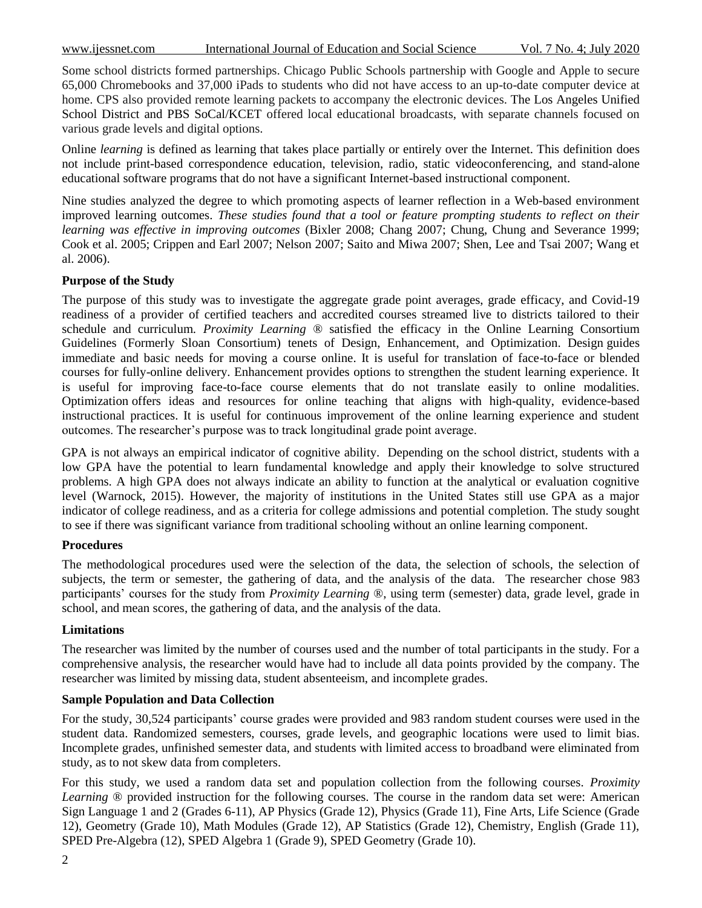Some school districts formed partnerships. Chicago Public Schools partnership with Google and Apple to secure 65,000 Chromebooks and 37,000 iPads to students who did not have access to an up-to-date computer device at home. CPS also provided remote learning packets to accompany the electronic devices. The Los Angeles Unified School District and PBS SoCal/KCET offered local educational broadcasts, with separate channels focused on various grade levels and digital options.

Online *learning* is defined as learning that takes place partially or entirely over the Internet. This definition does not include print-based correspondence education, television, radio, static videoconferencing, and stand-alone educational software programs that do not have a significant Internet-based instructional component.

Nine studies analyzed the degree to which promoting aspects of learner reflection in a Web-based environment improved learning outcomes. *These studies found that a tool or feature prompting students to reflect on their learning was effective in improving outcomes* (Bixler 2008; Chang 2007; Chung, Chung and Severance 1999; Cook et al. 2005; Crippen and Earl 2007; Nelson 2007; Saito and Miwa 2007; Shen, Lee and Tsai 2007; Wang et al. 2006).

**Purpose of the Study**

The purpose of this study was to investigate the aggregate grade point averages, grade efficacy, and Covid-19 readiness of a provider of certified teachers and accredited courses streamed live to districts tailored to their schedule and curriculum. *Proximity Learning* ® satisfied the efficacy in the Online Learning Consortium Guidelines (Formerly Sloan Consortium) tenets of Design, Enhancement, and Optimization. Design guides immediate and basic needs for moving a course online. It is useful for translation of face-to-face or blended courses for fully-online delivery. Enhancement provides options to strengthen the student learning experience. It is useful for improving face-to-face course elements that do not translate easily to online modalities. Optimization offers ideas and resources for online teaching that aligns with high-quality, evidence-based instructional practices. It is useful for continuous improvement of the online learning experience and student outcomes. The researcher's purpose was to track longitudinal grade point average.

GPA is not always an empirical indicator of cognitive ability. Depending on the school district, students with a low GPA have the potential to learn fundamental knowledge and apply their knowledge to solve structured problems. A high GPA does not always indicate an ability to function at the analytical or evaluation cognitive level (Warnock, 2015). However, the majority of institutions in the United States still use GPA as a major indicator of college readiness, and as a criteria for college admissions and potential completion. The study sought to see if there was significant variance from traditional schooling without an online learning component.

**Procedures**

The methodological procedures used were the selection of the data, the selection of schools, the selection of subjects, the term or semester, the gathering of data, and the analysis of the data. The researcher chose 983 participants' courses for the study from *Proximity Learning* ®, using term (semester) data, grade level, grade in school, and mean scores, the gathering of data, and the analysis of the data.

**Limitations**

The researcher was limited by the number of courses used and the number of total participants in the study. For a comprehensive analysis, the researcher would have had to include all data points provided by the company. The researcher was limited by missing data, student absenteeism, and incomplete grades.

**Sample Population and Data Collection**

For the study, 30,524 participants' course grades were provided and 983 random student courses were used in the student data. Randomized semesters, courses, grade levels, and geographic locations were used to limit bias. Incomplete grades, unfinished semester data, and students with limited access to broadband were eliminated from study, as to not skew data from completers.

For this study, we used a random data set and population collection from the following courses. *Proximity Learning* ® provided instruction for the following courses. The course in the random data set were: American Sign Language 1 and 2 (Grades 6-11), AP Physics (Grade 12), Physics (Grade 11), Fine Arts, Life Science (Grade 12), Geometry (Grade 10), Math Modules (Grade 12), AP Statistics (Grade 12), Chemistry, English (Grade 11), SPED Pre-Algebra (12), SPED Algebra 1 (Grade 9), SPED Geometry (Grade 10).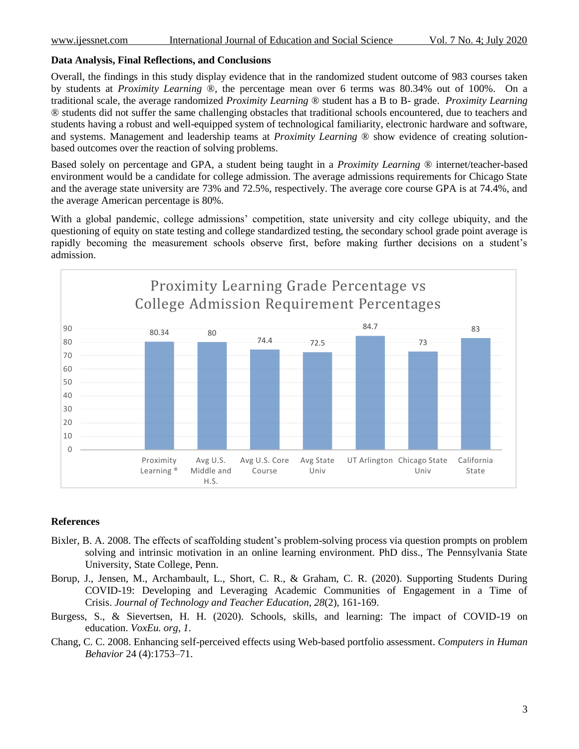### Data Analysis, Final Reflections, and Conclusions

Overall, the findings in this study display evidence that in the randomized student outcome of 983 courses taken by students at *Proximity Learning* ®, the percentage mean over 6 terms was 80.34% out of 100%. On a traditional scale, the average randomized *Proximity Learning* ® student has a B to B- grade. *Proximity Learning* ® students did not suffer the same challenging obstacles that traditional schools encountered, due to teachers and students having a robust and well-equipped system of technological familiarity, electronic hardware and software, and systems. Management and leadership teams at *Proximity Learning* ® show evidence of creating solution-based outcomes over the reaction of solving problems.

Based solely on percentage and GPA, a student being taught in a *Proximity Learning* ® internet/teacher-based environment would be a candidate for college admission. The average admissions requirements for Chicago State and the average state university are 73% and 72.5%, respectively. The average core course GPA is at 74.4%, and the average American percentage is 80%.

With a global pandemic, college admissions' competition, state university and city college ubiquity, and the questioning of equity on state testing and college standardized testing, the secondary school grade point average is rapidly becoming the measurement schools observe first, before making further decisions on a student's admission.

**Proximity Learning Grade Percentage vs College Admission Requirement Percentages**

| Proximity Learning ® | Avg U.S. Middle and H.S. | Avg U.S. Core Course | Avg State Univ | UT Arlington | Chicago State Univ | California State |
|---|---|---|---|---|---|---|
| 80.34 | 80 | 74.4 | 72.5 | 84.7 | 73 | 83 |

### References

Bixler, B. A. 2008. The effects of scaffolding student's problem-solving process via question prompts on problem solving and intrinsic motivation in an online learning environment. PhD diss., The Pennsylvania State University, State College, Penn.

Borup, J., Jensen, M., Archambault, L., Short, C. R., & Graham, C. R. (2020). Supporting Students During COVID-19: Developing and Leveraging Academic Communities of Engagement in a Time of Crisis. *Journal of Technology and Teacher Education*, *28*(2), 161-169.

Burgess, S., & Sievertsen, H. H. (2020). Schools, skills, and learning: The impact of COVID-19 on education. *VoxEu. org*, *1*.

Chang, C. C. 2008. Enhancing self-perceived effects using Web-based portfolio assessment. *Computers in Human Behavior* 24 (4):1753–71.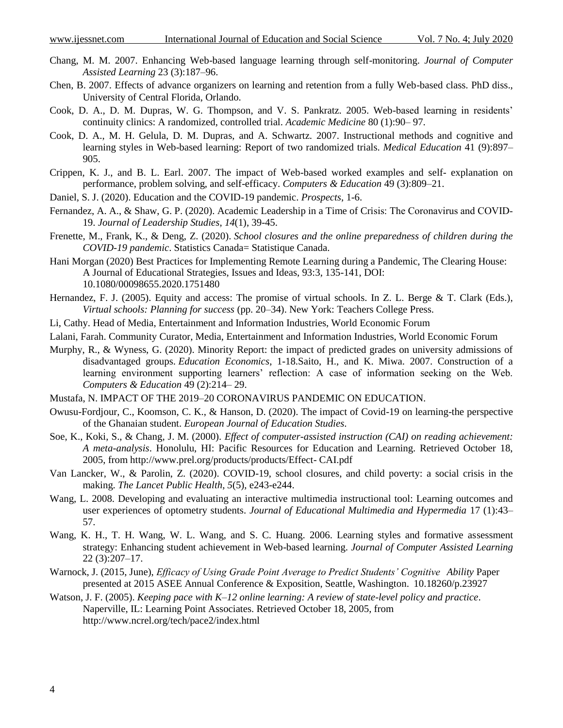Chang, M. M. 2007. Enhancing Web-based language learning through self-monitoring. *Journal of Computer Assisted Learning* 23 (3):187–96.

Chen, B. 2007. Effects of advance organizers on learning and retention from a fully Web-based class. PhD diss., University of Central Florida, Orlando.

Cook, D. A., D. M. Dupras, W. G. Thompson, and V. S. Pankratz. 2005. Web-based learning in residents' continuity clinics: A randomized, controlled trial. *Academic Medicine* 80 (1):90– 97.

Cook, D. A., M. H. Gelula, D. M. Dupras, and A. Schwartz. 2007. Instructional methods and cognitive and learning styles in Web-based learning: Report of two randomized trials. *Medical Education* 41 (9):897–905.

Crippen, K. J., and B. L. Earl. 2007. The impact of Web-based worked examples and self- explanation on performance, problem solving, and self-efficacy. *Computers & Education* 49 (3):809–21.

Daniel, S. J. (2020). Education and the COVID-19 pandemic. *Prospects*, 1-6.

Fernandez, A. A., & Shaw, G. P. (2020). Academic Leadership in a Time of Crisis: The Coronavirus and COVID-19. *Journal of Leadership Studies*, *14*(1), 39-45.

Frenette, M., Frank, K., & Deng, Z. (2020). *School closures and the online preparedness of children during the COVID-19 pandemic*. Statistics Canada= Statistique Canada.

Hani Morgan (2020) Best Practices for Implementing Remote Learning during a Pandemic, The Clearing House: A Journal of Educational Strategies, Issues and Ideas, 93:3, 135-141, DOI: 10.1080/00098655.2020.1751480

Hernandez, F. J. (2005). Equity and access: The promise of virtual schools. In Z. L. Berge & T. Clark (Eds.), *Virtual schools: Planning for success* (pp. 20–34). New York: Teachers College Press.

Li, Cathy. Head of Media, Entertainment and Information Industries, World Economic Forum

Lalani, Farah. Community Curator, Media, Entertainment and Information Industries, World Economic Forum

Murphy, R., & Wyness, G. (2020). Minority Report: the impact of predicted grades on university admissions of disadvantaged groups. *Education Economics*, 1-18.Saito, H., and K. Miwa. 2007. Construction of a learning environment supporting learners' reflection: A case of information seeking on the Web. *Computers & Education* 49 (2):214– 29.

Mustafa, N. IMPACT OF THE 2019–20 CORONAVIRUS PANDEMIC ON EDUCATION.

Owusu-Fordjour, C., Koomson, C. K., & Hanson, D. (2020). The impact of Covid-19 on learning-the perspective of the Ghanaian student. *European Journal of Education Studies*.

Soe, K., Koki, S., & Chang, J. M. (2000). *Effect of computer-assisted instruction (CAI) on reading achievement: A meta-analysis*. Honolulu, HI: Pacific Resources for Education and Learning. Retrieved October 18, 2005, from http://www.prel.org/products/products/Effect- CAI.pdf

Van Lancker, W., & Parolin, Z. (2020). COVID-19, school closures, and child poverty: a social crisis in the making. *The Lancet Public Health*, *5*(5), e243-e244.

Wang, L. 2008. Developing and evaluating an interactive multimedia instructional tool: Learning outcomes and user experiences of optometry students. *Journal of Educational Multimedia and Hypermedia* 17 (1):43–57.

Wang, K. H., T. H. Wang, W. L. Wang, and S. C. Huang. 2006. Learning styles and formative assessment strategy: Enhancing student achievement in Web-based learning. *Journal of Computer Assisted Learning* 22 (3):207–17.

Warnock, J. (2015, June), *Efficacy of Using Grade Point Average to Predict Students' Cognitive Ability* Paper presented at 2015 ASEE Annual Conference & Exposition, Seattle, Washington. 10.18260/p.23927

Watson, J. F. (2005). *Keeping pace with K–12 online learning: A review of state-level policy and practice*. Naperville, IL: Learning Point Associates. Retrieved October 18, 2005, from http://www.ncrel.org/tech/pace2/index.html